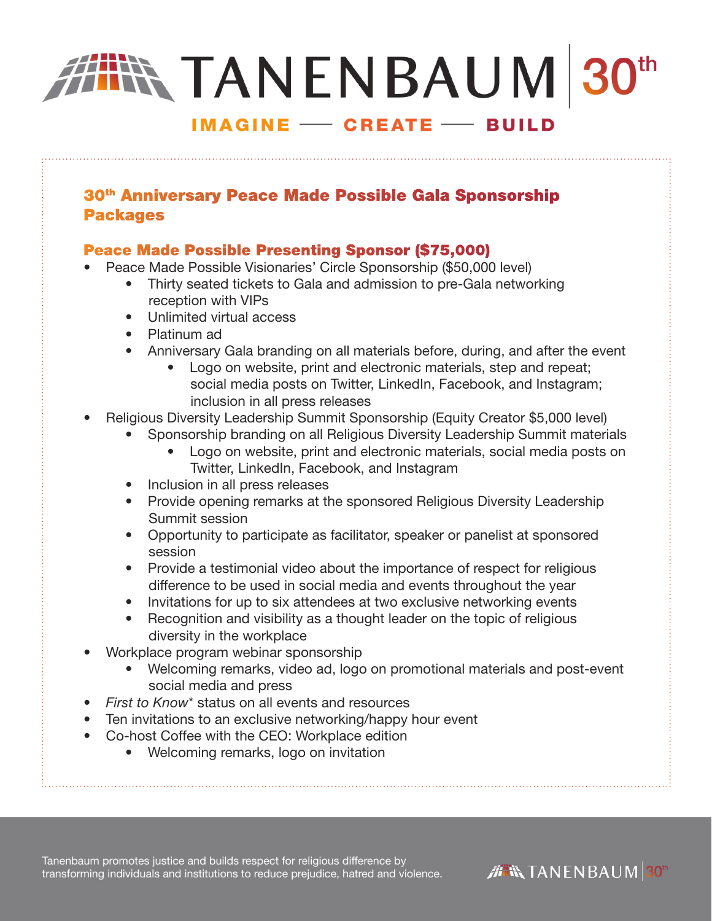# TANENBAUM 30th

IMAGINE — CREATE — BUILD

## 30th Anniversary Peace Made Possible Gala Sponsorship Packages

### Peace Made Possible Presenting Sponsor ($75,000)

- Peace Made Possible Visionaries' Circle Sponsorship ($50,000 level)
  - Thirty seated tickets to Gala and admission to pre-Gala networking reception with VIPs
  - Unlimited virtual access
  - Platinum ad
  - Anniversary Gala branding on all materials before, during, and after the event
    - Logo on website, print and electronic materials, step and repeat; social media posts on Twitter, LinkedIn, Facebook, and Instagram; inclusion in all press releases
- Religious Diversity Leadership Summit Sponsorship (Equity Creator $5,000 level)
  - Sponsorship branding on all Religious Diversity Leadership Summit materials
    - Logo on website, print and electronic materials, social media posts on Twitter, LinkedIn, Facebook, and Instagram
  - Inclusion in all press releases
  - Provide opening remarks at the sponsored Religious Diversity Leadership Summit session
  - Opportunity to participate as facilitator, speaker or panelist at sponsored session
  - Provide a testimonial video about the importance of respect for religious difference to be used in social media and events throughout the year
  - Invitations for up to six attendees at two exclusive networking events
  - Recognition and visibility as a thought leader on the topic of religious diversity in the workplace
- Workplace program webinar sponsorship
  - Welcoming remarks, video ad, logo on promotional materials and post-event social media and press
- *First to Know** status on all events and resources
- Ten invitations to an exclusive networking/happy hour event
- Co-host Coffee with the CEO: Workplace edition
  - Welcoming remarks, logo on invitation

Tanenbaum promotes justice and builds respect for religious difference by transforming individuals and institutions to reduce prejudice, hatred and violence.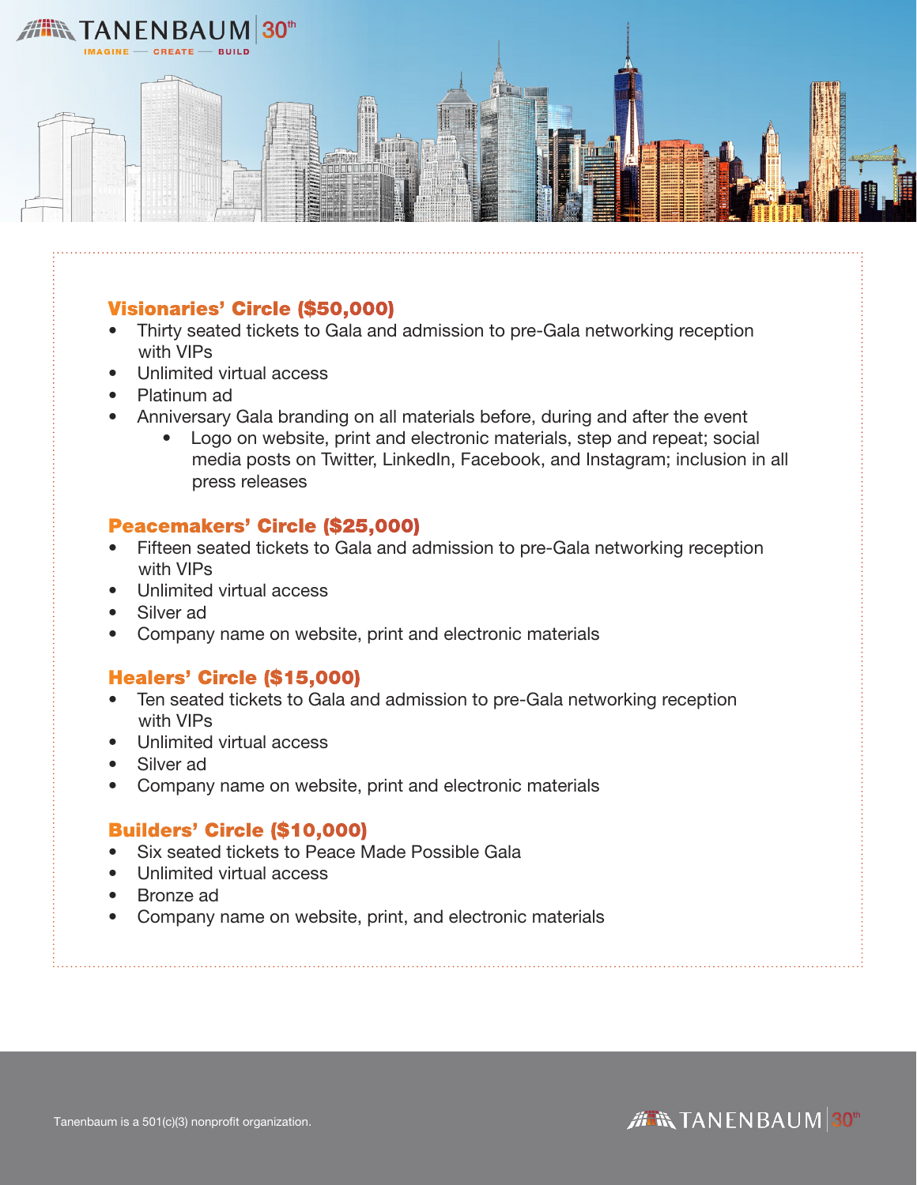## Visionaries' Circle ($50,000)

- Thirty seated tickets to Gala and admission to pre-Gala networking reception with VIPs
- Unlimited virtual access
- Platinum ad
- Anniversary Gala branding on all materials before, during and after the event
  - Logo on website, print and electronic materials, step and repeat; social media posts on Twitter, LinkedIn, Facebook, and Instagram; inclusion in all press releases

## Peacemakers' Circle ($25,000)

- Fifteen seated tickets to Gala and admission to pre-Gala networking reception with VIPs
- Unlimited virtual access
- Silver ad
- Company name on website, print and electronic materials

## Healers' Circle ($15,000)

- Ten seated tickets to Gala and admission to pre-Gala networking reception with VIPs
- Unlimited virtual access
- Silver ad
- Company name on website, print and electronic materials

## Builders' Circle ($10,000)

- Six seated tickets to Peace Made Possible Gala
- Unlimited virtual access
- Bronze ad
- Company name on website, print, and electronic materials

Tanenbaum is a 501(c)(3) nonprofit organization.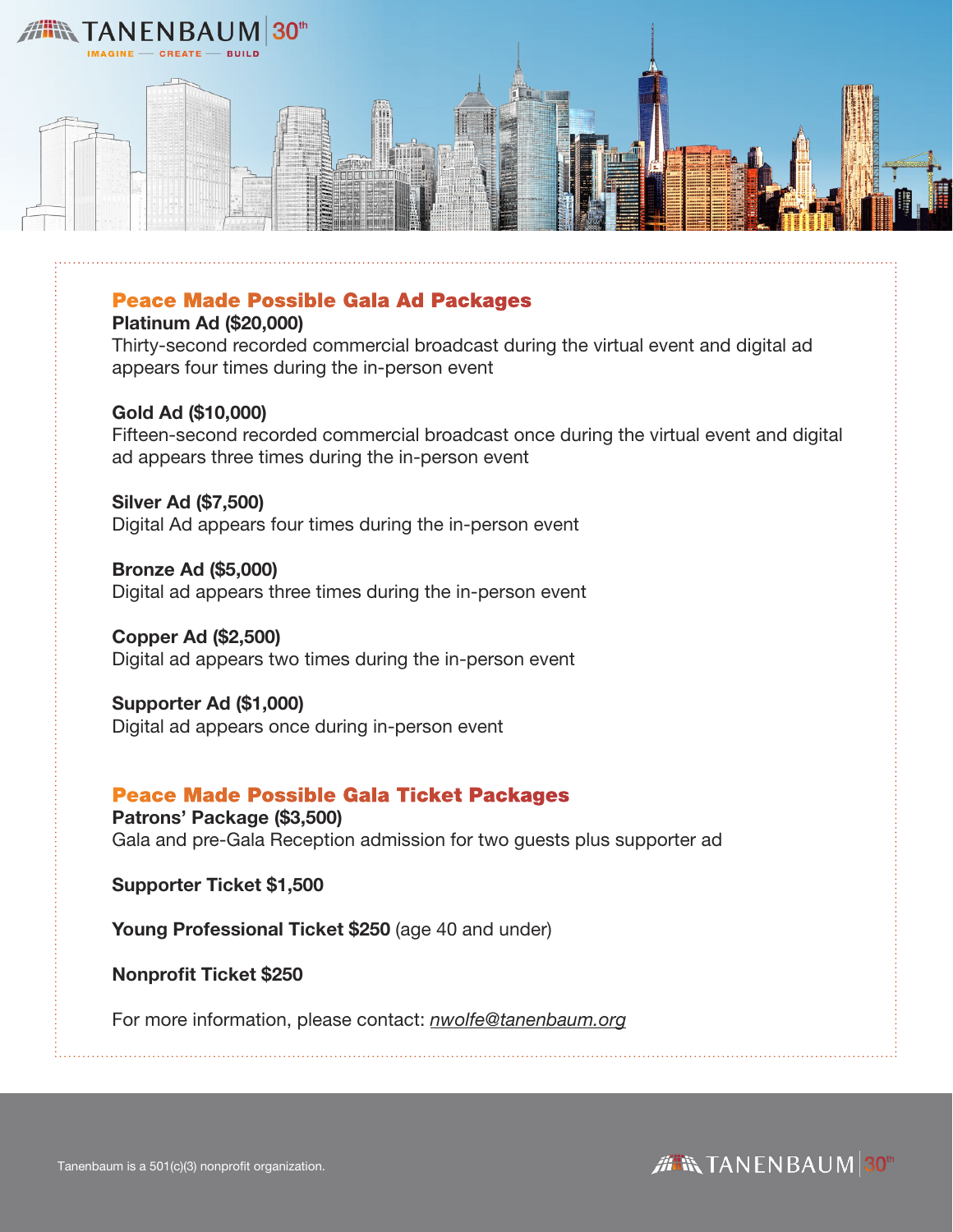## Peace Made Possible Gala Ad Packages

**Platinum Ad ($20,000)**
Thirty-second recorded commercial broadcast during the virtual event and digital ad appears four times during the in-person event

**Gold Ad ($10,000)**
Fifteen-second recorded commercial broadcast once during the virtual event and digital ad appears three times during the in-person event

**Silver Ad ($7,500)**
Digital Ad appears four times during the in-person event

**Bronze Ad ($5,000)**
Digital ad appears three times during the in-person event

**Copper Ad ($2,500)**
Digital ad appears two times during the in-person event

**Supporter Ad ($1,000)**
Digital ad appears once during in-person event

## Peace Made Possible Gala Ticket Packages

**Patrons' Package ($3,500)**
Gala and pre-Gala Reception admission for two guests plus supporter ad

**Supporter Ticket $1,500**

**Young Professional Ticket $250** (age 40 and under)

**Nonprofit Ticket $250**

For more information, please contact: *nwolfe@tanenbaum.org*

Tanenbaum is a 501(c)(3) nonprofit organization.